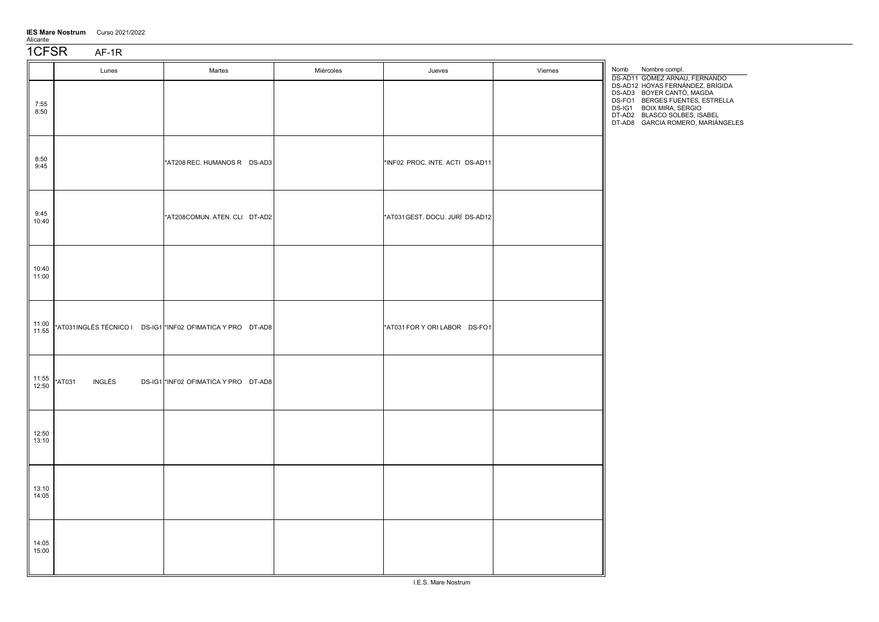**IES Mare Nostrum** Curso 2021/2022
Alicante

# 1CFSR AF-1R

| | Lunes | Martes | Miércoles | Jueves | Viernes |
|---|---|---|---|---|---|
| 7:55 8:50 | | | | | |
| 8:50 9:45 | | *AT208 REC. HUMANOS R DS-AD3 | | *INF02 PROC. INTE. ACTI DS-AD11 | |
| 9:45 10:40 | | *AT208COMUN. ATEN. CLI DT-AD2 | | *AT031 GEST. DOCU. JURÍ DS-AD12 | |
| 10:40 11:00 | | | | | |
| 11:00 11:55 | *AT031 INGLÉS TÉCNICO I DS-IG1 | *INF02 OFIMATICA Y PRO DT-AD8 | | *AT031 FOR Y ORI LABOR DS-FO1 | |
| 11:55 12:50 | *AT031 INGLÉS DS-IG1 | *INF02 OFIMATICA Y PRO DT-AD8 | | | |
| 12:50 13:10 | | | | | |
| 13:10 14:05 | | | | | |
| 14:05 15:00 | | | | | |

| Nomb | Nombre compl. |
|---|---|
| DS-AD11 | GÓMEZ ARNAU, FERNANDO |
| DS-AD12 | HOYAS FERNÁNDEZ, BRÍGIDA |
| DS-AD3 | BOYER CANTÓ, MAGDA |
| DS-FO1 | BERGES FUENTES, ESTRELLA |
| DS-IG1 | BOIX MIRA, SERGIO |
| DT-AD2 | BLASCO SOLBES, ISABEL |
| DT-AD8 | GARCIA ROMERO, MARIÁNGELES |

I.E.S. Mare Nostrum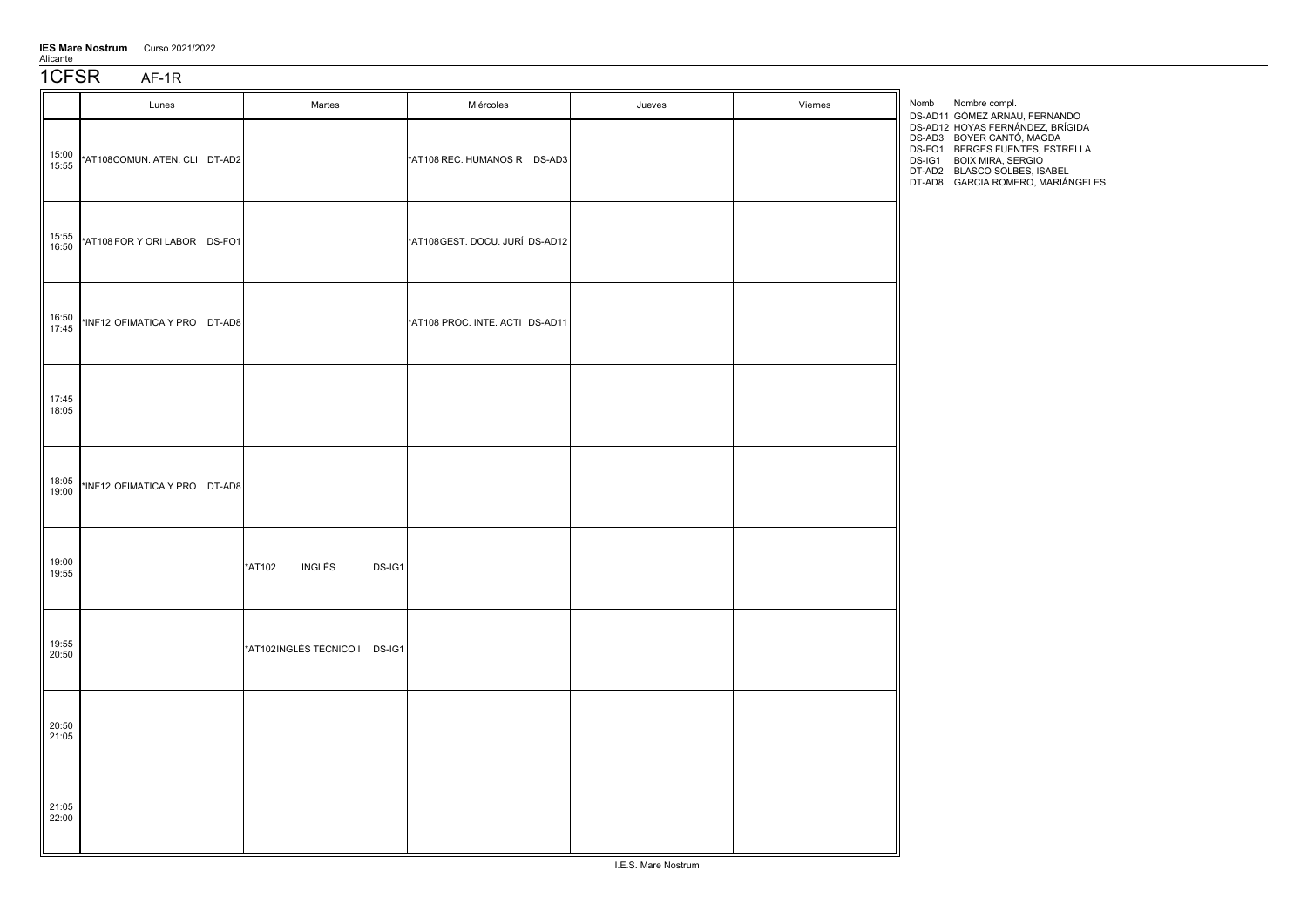**IES Mare Nostrum** Curso 2021/2022
Alicante

# 1CFSR AF-1R

| | Lunes | Martes | Miércoles | Jueves | Viernes |
|---|---|---|---|---|---|
| 15:00 15:55 | *AT108COMUN. ATEN. CLI DT-AD2 | | *AT108 REC. HUMANOS R DS-AD3 | | |
| 15:55 16:50 | *AT108 FOR Y ORI LABOR DS-FO1 | | *AT108GEST. DOCU. JURÍ DS-AD12 | | |
| 16:50 17:45 | *INF12 OFIMATICA Y PRO DT-AD8 | | *AT108 PROC. INTE. ACTI DS-AD11 | | |
| 17:45 18:05 | | | | | |
| 18:05 19:00 | *INF12 OFIMATICA Y PRO DT-AD8 | | | | |
| 19:00 19:55 | | *AT102 INGLÉS DS-IG1 | | | |
| 19:55 20:50 | | *AT102INGLÉS TÉCNICO I DS-IG1 | | | |
| 20:50 21:05 | | | | | |
| 21:05 22:00 | | | | | |

| Nomb | Nombre compl. |
|---|---|
| DS-AD11 | GÓMEZ ARNAU, FERNANDO |
| DS-AD12 | HOYAS FERNÁNDEZ, BRÍGIDA |
| DS-AD3 | BOYER CANTÓ, MAGDA |
| DS-FO1 | BERGES FUENTES, ESTRELLA |
| DS-IG1 | BOIX MIRA, SERGIO |
| DT-AD2 | BLASCO SOLBES, ISABEL |
| DT-AD8 | GARCIA ROMERO, MARIÁNGELES |

I.E.S. Mare Nostrum